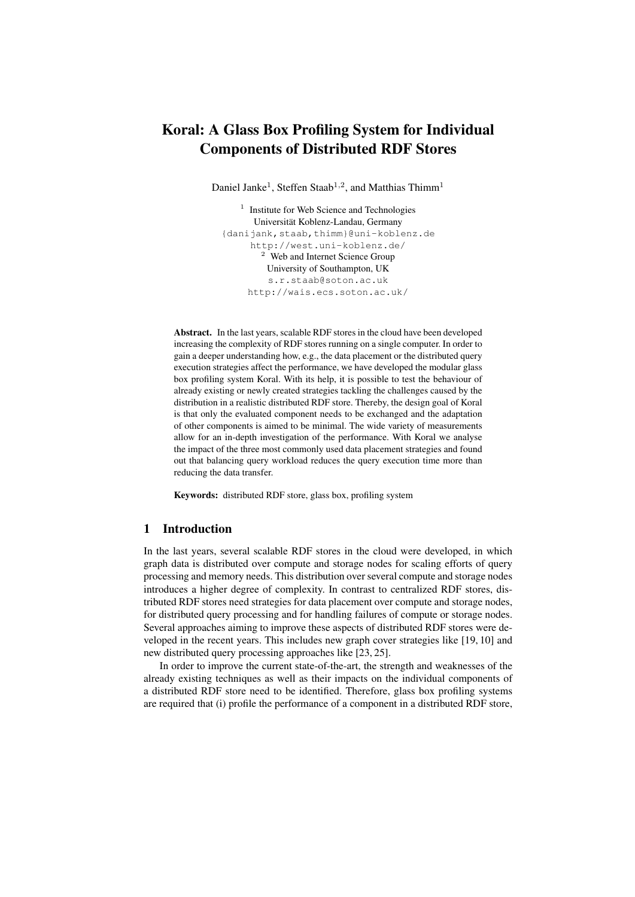# Koral: A Glass Box Profiling System for Individual Components of Distributed RDF Stores

Daniel Janke[1], Steffen Staab[1,2], and Matthias Thimm[1]

[1] Institute for Web Science and Technologies
Universität Koblenz-Landau, Germany
{danijank,staab,thimm}@uni-koblenz.de
http://west.uni-koblenz.de/

[2] Web and Internet Science Group
University of Southampton, UK
s.r.staab@soton.ac.uk
http://wais.ecs.soton.ac.uk/

**Abstract.** In the last years, scalable RDF stores in the cloud have been developed increasing the complexity of RDF stores running on a single computer. In order to gain a deeper understanding how, e.g., the data placement or the distributed query execution strategies affect the performance, we have developed the modular glass box profiling system Koral. With its help, it is possible to test the behaviour of already existing or newly created strategies tackling the challenges caused by the distribution in a realistic distributed RDF store. Thereby, the design goal of Koral is that only the evaluated component needs to be exchanged and the adaptation of other components is aimed to be minimal. The wide variety of measurements allow for an in-depth investigation of the performance. With Koral we analyse the impact of the three most commonly used data placement strategies and found out that balancing query workload reduces the query execution time more than reducing the data transfer.

**Keywords:** distributed RDF store, glass box, profiling system

## 1 Introduction

In the last years, several scalable RDF stores in the cloud were developed, in which graph data is distributed over compute and storage nodes for scaling efforts of query processing and memory needs. This distribution over several compute and storage nodes introduces a higher degree of complexity. In contrast to centralized RDF stores, distributed RDF stores need strategies for data placement over compute and storage nodes, for distributed query processing and for handling failures of compute or storage nodes. Several approaches aiming to improve these aspects of distributed RDF stores were developed in the recent years. This includes new graph cover strategies like [19, 10] and new distributed query processing approaches like [23, 25].

In order to improve the current state-of-the-art, the strength and weaknesses of the already existing techniques as well as their impacts on the individual components of a distributed RDF store need to be identified. Therefore, glass box profiling systems are required that (i) profile the performance of a component in a distributed RDF store,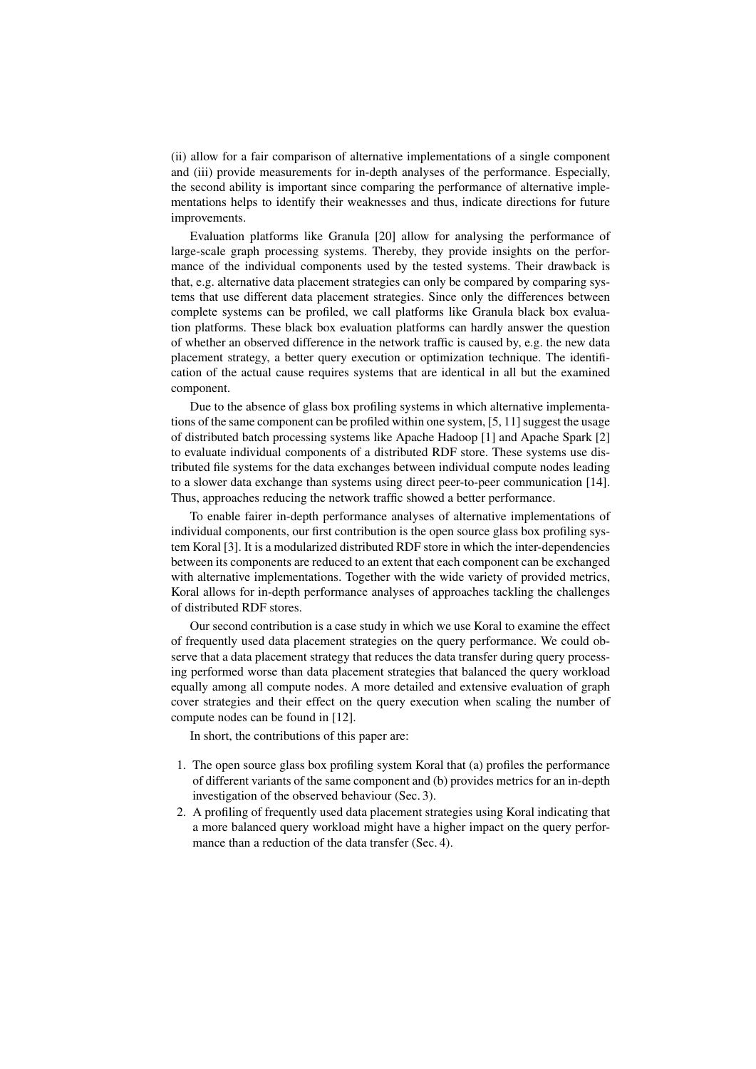(ii) allow for a fair comparison of alternative implementations of a single component and (iii) provide measurements for in-depth analyses of the performance. Especially, the second ability is important since comparing the performance of alternative implementations helps to identify their weaknesses and thus, indicate directions for future improvements.

Evaluation platforms like Granula [20] allow for analysing the performance of large-scale graph processing systems. Thereby, they provide insights on the performance of the individual components used by the tested systems. Their drawback is that, e.g. alternative data placement strategies can only be compared by comparing systems that use different data placement strategies. Since only the differences between complete systems can be profiled, we call platforms like Granula black box evaluation platforms. These black box evaluation platforms can hardly answer the question of whether an observed difference in the network traffic is caused by, e.g. the new data placement strategy, a better query execution or optimization technique. The identification of the actual cause requires systems that are identical in all but the examined component.

Due to the absence of glass box profiling systems in which alternative implementations of the same component can be profiled within one system, [5, 11] suggest the usage of distributed batch processing systems like Apache Hadoop [1] and Apache Spark [2] to evaluate individual components of a distributed RDF store. These systems use distributed file systems for the data exchanges between individual compute nodes leading to a slower data exchange than systems using direct peer-to-peer communication [14]. Thus, approaches reducing the network traffic showed a better performance.

To enable fairer in-depth performance analyses of alternative implementations of individual components, our first contribution is the open source glass box profiling system Koral [3]. It is a modularized distributed RDF store in which the inter-dependencies between its components are reduced to an extent that each component can be exchanged with alternative implementations. Together with the wide variety of provided metrics, Koral allows for in-depth performance analyses of approaches tackling the challenges of distributed RDF stores.

Our second contribution is a case study in which we use Koral to examine the effect of frequently used data placement strategies on the query performance. We could observe that a data placement strategy that reduces the data transfer during query processing performed worse than data placement strategies that balanced the query workload equally among all compute nodes. A more detailed and extensive evaluation of graph cover strategies and their effect on the query execution when scaling the number of compute nodes can be found in [12].

In short, the contributions of this paper are:

1. The open source glass box profiling system Koral that (a) profiles the performance of different variants of the same component and (b) provides metrics for an in-depth investigation of the observed behaviour (Sec. 3).
2. A profiling of frequently used data placement strategies using Koral indicating that a more balanced query workload might have a higher impact on the query performance than a reduction of the data transfer (Sec. 4).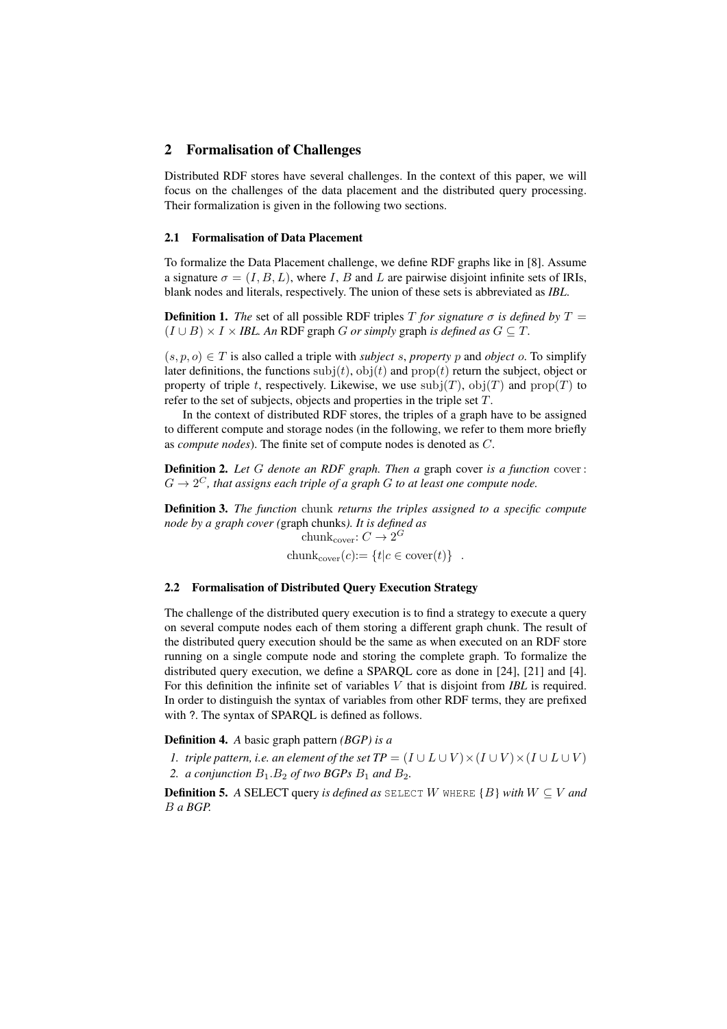## 2 Formalisation of Challenges

Distributed RDF stores have several challenges. In the context of this paper, we will focus on the challenges of the data placement and the distributed query processing. Their formalization is given in the following two sections.

### 2.1 Formalisation of Data Placement

To formalize the Data Placement challenge, we define RDF graphs like in [8]. Assume a signature $\sigma = (I, B, L)$, where $I$, $B$ and $L$ are pairwise disjoint infinite sets of IRIs, blank nodes and literals, respectively. The union of these sets is abbreviated as *IBL*.

**Definition 1.** *The* set of all possible RDF triples $T$ *for signature* $\sigma$ *is defined by* $T = (I \cup B) \times I \times \mathit{IBL}$. *An* RDF graph $G$ *or simply* graph *is defined as* $G \subseteq T$.

$(s, p, o) \in T$ is also called a triple with *subject* $s$, *property* $p$ and *object* $o$. To simplify later definitions, the functions $\mathrm{subj}(t)$, $\mathrm{obj}(t)$ and $\mathrm{prop}(t)$ return the subject, object or property of triple $t$, respectively. Likewise, we use $\mathrm{subj}(T)$, $\mathrm{obj}(T)$ and $\mathrm{prop}(T)$ to refer to the set of subjects, objects and properties in the triple set $T$.

In the context of distributed RDF stores, the triples of a graph have to be assigned to different compute and storage nodes (in the following, we refer to them more briefly as *compute nodes*). The finite set of compute nodes is denoted as $C$.

**Definition 2.** *Let* $G$ *denote an RDF graph. Then a* graph cover *is a function* $\mathrm{cover}: G \to 2^C$*, that assigns each triple of a graph* $G$ *to at least one compute node.*

**Definition 3.** *The function* chunk *returns the triples assigned to a specific compute node by a graph cover (*graph chunks*). It is defined as*

$$\mathrm{chunk}_{\mathrm{cover}}\colon C \to 2^G$$

$$\mathrm{chunk}_{\mathrm{cover}}(c) := \{t | c \in \mathrm{cover}(t)\} \quad .$$

### 2.2 Formalisation of Distributed Query Execution Strategy

The challenge of the distributed query execution is to find a strategy to execute a query on several compute nodes each of them storing a different graph chunk. The result of the distributed query execution should be the same as when executed on an RDF store running on a single compute node and storing the complete graph. To formalize the distributed query execution, we define a SPARQL core as done in [24], [21] and [4]. For this definition the infinite set of variables $V$ that is disjoint from *IBL* is required. In order to distinguish the syntax of variables from other RDF terms, they are prefixed with ?. The syntax of SPARQL is defined as follows.

**Definition 4.** *A* basic graph pattern *(BGP) is a*

1. *triple pattern, i.e. an element of the set* $TP = (I \cup L \cup V) \times (I \cup V) \times (I \cup L \cup V)$
2. *a conjunction* $B_1.B_2$ *of two BGPs* $B_1$ *and* $B_2$.

**Definition 5.** *A* SELECT query *is defined as* `SELECT` $W$ `WHERE` $\{B\}$ *with* $W \subseteq V$ *and* $B$ *a BGP.*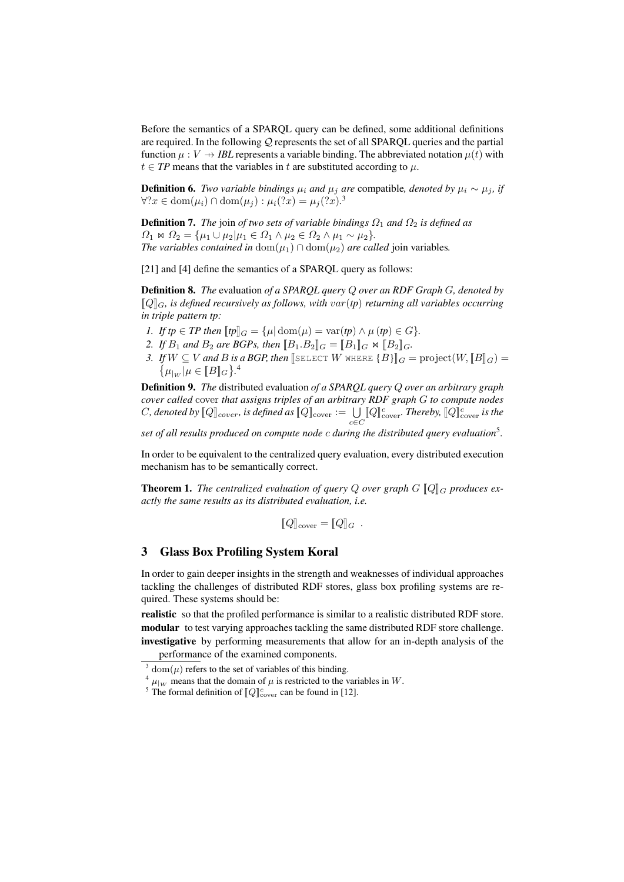Before the semantics of a SPARQL query can be defined, some additional definitions are required. In the following $\mathcal{Q}$ represents the set of all SPARQL queries and the partial function $\mu : V \rightarrow\!\!\!\!\!\!+ \; \mathit{IBL}$ represents a variable binding. The abbreviated notation $\mu(t)$ with $t \in \mathit{TP}$ means that the variables in $t$ are substituted according to $\mu$.

**Definition 6.** *Two variable bindings $\mu_i$ and $\mu_j$ are* compatible*, denoted by $\mu_i \sim \mu_j$, if $\forall ?x \in \mathrm{dom}(\mu_i) \cap \mathrm{dom}(\mu_j) : \mu_i(?x) = \mu_j(?x)$.*[3]

**Definition 7.** *The* join *of two sets of variable bindings $\Omega_1$ and $\Omega_2$ is defined as $\Omega_1 \bowtie \Omega_2 = \{\mu_1 \cup \mu_2 | \mu_1 \in \Omega_1 \wedge \mu_2 \in \Omega_2 \wedge \mu_1 \sim \mu_2\}$.*
*The variables contained in $\mathrm{dom}(\mu_1) \cap \mathrm{dom}(\mu_2)$ are called* join variables*.*

[21] and [4] define the semantics of a SPARQL query as follows:

**Definition 8.** *The* evaluation *of a SPARQL query $Q$ over an RDF Graph $G$, denoted by $[\![Q]\!]_G$, is defined recursively as follows, with $var(tp)$ returning all variables occurring in triple pattern tp:*

1. *If $tp \in TP$ then $[\![tp]\!]_G = \{\mu | \mathrm{dom}(\mu) = \mathrm{var}(tp) \wedge \mu(tp) \in G\}$.*
2. *If $B_1$ and $B_2$ are BGPs, then $[\![B_1.B_2]\!]_G = [\![B_1]\!]_G \bowtie [\![B_2]\!]_G$.*
3. *If $W \subseteq V$ and $B$ is a BGP, then $[\![\texttt{SELECT } W \texttt{ WHERE } \{B\}]\!]_G = \mathrm{project}(W, [\![B]\!]_G) = \{\mu_{|_W} | \mu \in [\![B]\!]_G\}$.*[4]

**Definition 9.** *The* distributed evaluation *of a SPARQL query $Q$ over an arbitrary graph cover called* cover *that assigns triples of an arbitrary RDF graph $G$ to compute nodes $C$, denoted by $[\![Q]\!]_{cover}$, is defined as $[\![Q]\!]_{\mathrm{cover}} := \bigcup_{c \in C} [\![Q]\!]^c_{\mathrm{cover}}$. Thereby, $[\![Q]\!]^c_{\mathrm{cover}}$ is the set of all results produced on compute node $c$ during the distributed query evaluation*[5].

In order to be equivalent to the centralized query evaluation, every distributed execution mechanism has to be semantically correct.

**Theorem 1.** *The centralized evaluation of query $Q$ over graph $G$ $[\![Q]\!]_G$ produces exactly the same results as its distributed evaluation, i.e.*

$$[\![Q]\!]_{\mathrm{cover}} = [\![Q]\!]_G \ .$$

## 3 Glass Box Profiling System Koral

In order to gain deeper insights in the strength and weaknesses of individual approaches tackling the challenges of distributed RDF stores, glass box profiling systems are required. These systems should be:

**realistic** so that the profiled performance is similar to a realistic distributed RDF store.
**modular** to test varying approaches tackling the same distributed RDF store challenge.
**investigative** by performing measurements that allow for an in-depth analysis of the performance of the examined components.

[3] $\mathrm{dom}(\mu)$ refers to the set of variables of this binding.
[4] $\mu_{|_W}$ means that the domain of $\mu$ is restricted to the variables in $W$.
[5] The formal definition of $[\![Q]\!]^c_{\mathrm{cover}}$ can be found in [12].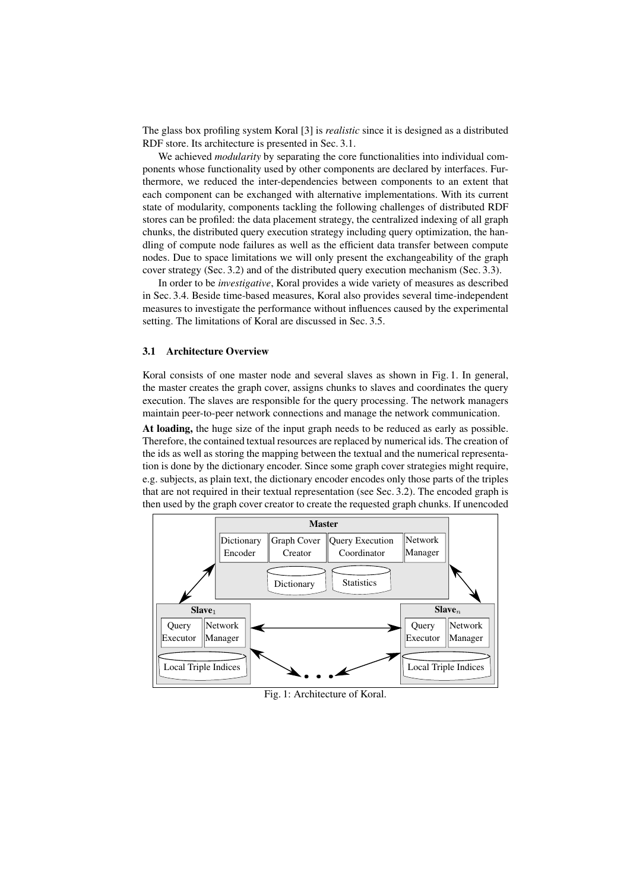The glass box profiling system Koral [3] is *realistic* since it is designed as a distributed RDF store. Its architecture is presented in Sec. 3.1.

We achieved *modularity* by separating the core functionalities into individual components whose functionality used by other components are declared by interfaces. Furthermore, we reduced the inter-dependencies between components to an extent that each component can be exchanged with alternative implementations. With its current state of modularity, components tackling the following challenges of distributed RDF stores can be profiled: the data placement strategy, the centralized indexing of all graph chunks, the distributed query execution strategy including query optimization, the handling of compute node failures as well as the efficient data transfer between compute nodes. Due to space limitations we will only present the exchangeability of the graph cover strategy (Sec. 3.2) and of the distributed query execution mechanism (Sec. 3.3).

In order to be *investigative*, Koral provides a wide variety of measures as described in Sec. 3.4. Beside time-based measures, Koral also provides several time-independent measures to investigate the performance without influences caused by the experimental setting. The limitations of Koral are discussed in Sec. 3.5.

### 3.1 Architecture Overview

Koral consists of one master node and several slaves as shown in Fig. 1. In general, the master creates the graph cover, assigns chunks to slaves and coordinates the query execution. The slaves are responsible for the query processing. The network managers maintain peer-to-peer network connections and manage the network communication.

**At loading,** the huge size of the input graph needs to be reduced as early as possible. Therefore, the contained textual resources are replaced by numerical ids. The creation of the ids as well as storing the mapping between the textual and the numerical representation is done by the dictionary encoder. Since some graph cover strategies might require, e.g. subjects, as plain text, the dictionary encoder encodes only those parts of the triples that are not required in their textual representation (see Sec. 3.2). The encoded graph is then used by the graph cover creator to create the requested graph chunks. If unencoded

Fig. 1: Architecture of Koral.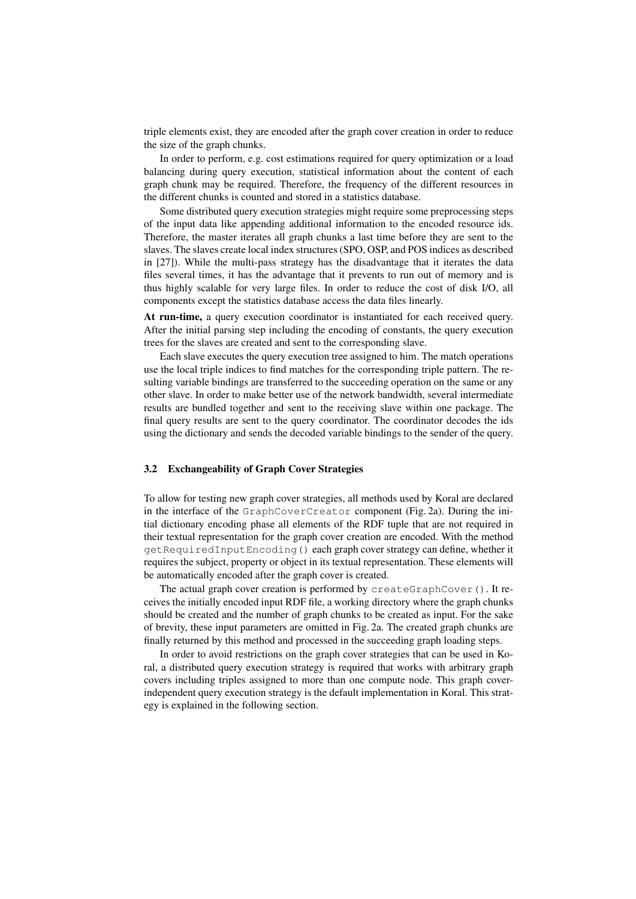triple elements exist, they are encoded after the graph cover creation in order to reduce the size of the graph chunks.

In order to perform, e.g. cost estimations required for query optimization or a load balancing during query execution, statistical information about the content of each graph chunk may be required. Therefore, the frequency of the different resources in the different chunks is counted and stored in a statistics database.

Some distributed query execution strategies might require some preprocessing steps of the input data like appending additional information to the encoded resource ids. Therefore, the master iterates all graph chunks a last time before they are sent to the slaves. The slaves create local index structures (SPO, OSP, and POS indices as described in [27]). While the multi-pass strategy has the disadvantage that it iterates the data files several times, it has the advantage that it prevents to run out of memory and is thus highly scalable for very large files. In order to reduce the cost of disk I/O, all components except the statistics database access the data files linearly.

**At run-time,** a query execution coordinator is instantiated for each received query. After the initial parsing step including the encoding of constants, the query execution trees for the slaves are created and sent to the corresponding slave.

Each slave executes the query execution tree assigned to him. The match operations use the local triple indices to find matches for the corresponding triple pattern. The resulting variable bindings are transferred to the succeeding operation on the same or any other slave. In order to make better use of the network bandwidth, several intermediate results are bundled together and sent to the receiving slave within one package. The final query results are sent to the query coordinator. The coordinator decodes the ids using the dictionary and sends the decoded variable bindings to the sender of the query.

### 3.2 Exchangeability of Graph Cover Strategies

To allow for testing new graph cover strategies, all methods used by Koral are declared in the interface of the `GraphCoverCreator` component (Fig. 2a). During the initial dictionary encoding phase all elements of the RDF tuple that are not required in their textual representation for the graph cover creation are encoded. With the method `getRequiredInputEncoding()` each graph cover strategy can define, whether it requires the subject, property or object in its textual representation. These elements will be automatically encoded after the graph cover is created.

The actual graph cover creation is performed by `createGraphCover()`. It receives the initially encoded input RDF file, a working directory where the graph chunks should be created and the number of graph chunks to be created as input. For the sake of brevity, these input parameters are omitted in Fig. 2a. The created graph chunks are finally returned by this method and processed in the succeeding graph loading steps.

In order to avoid restrictions on the graph cover strategies that can be used in Koral, a distributed query execution strategy is required that works with arbitrary graph covers including triples assigned to more than one compute node. This graph cover-independent query execution strategy is the default implementation in Koral. This strategy is explained in the following section.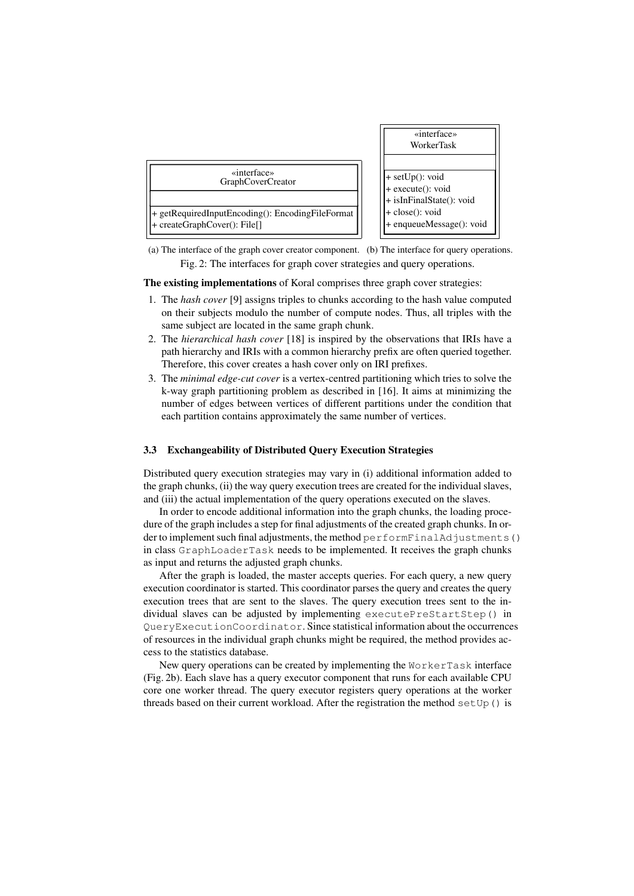| «interface» GraphCoverCreator |
| --- |
| |
| + getRequiredInputEncoding(): EncodingFileFormat<br>+ createGraphCover(): File[] |

(a) The interface of the graph cover creator component.

| «interface» WorkerTask |
| --- |
| |
| + setUp(): void<br>+ execute(): void<br>+ isInFinalState(): void<br>+ close(): void<br>+ enqueueMessage(): void |

(b) The interface for query operations.

Fig. 2: The interfaces for graph cover strategies and query operations.

**The existing implementations** of Koral comprises three graph cover strategies:

1. The *hash cover* [9] assigns triples to chunks according to the hash value computed on their subjects modulo the number of compute nodes. Thus, all triples with the same subject are located in the same graph chunk.
2. The *hierarchical hash cover* [18] is inspired by the observations that IRIs have a path hierarchy and IRIs with a common hierarchy prefix are often queried together. Therefore, this cover creates a hash cover only on IRI prefixes.
3. The *minimal edge-cut cover* is a vertex-centred partitioning which tries to solve the k-way graph partitioning problem as described in [16]. It aims at minimizing the number of edges between vertices of different partitions under the condition that each partition contains approximately the same number of vertices.

### 3.3 Exchangeability of Distributed Query Execution Strategies

Distributed query execution strategies may vary in (i) additional information added to the graph chunks, (ii) the way query execution trees are created for the individual slaves, and (iii) the actual implementation of the query operations executed on the slaves.

In order to encode additional information into the graph chunks, the loading procedure of the graph includes a step for final adjustments of the created graph chunks. In order to implement such final adjustments, the method `performFinalAdjustments()` in class `GraphLoaderTask` needs to be implemented. It receives the graph chunks as input and returns the adjusted graph chunks.

After the graph is loaded, the master accepts queries. For each query, a new query execution coordinator is started. This coordinator parses the query and creates the query execution trees that are sent to the slaves. The query execution trees sent to the individual slaves can be adjusted by implementing `executePreStartStep()` in `QueryExecutionCoordinator`. Since statistical information about the occurrences of resources in the individual graph chunks might be required, the method provides access to the statistics database.

New query operations can be created by implementing the `WorkerTask` interface (Fig. 2b). Each slave has a query executor component that runs for each available CPU core one worker thread. The query executor registers query operations at the worker threads based on their current workload. After the registration the method `setUp()` is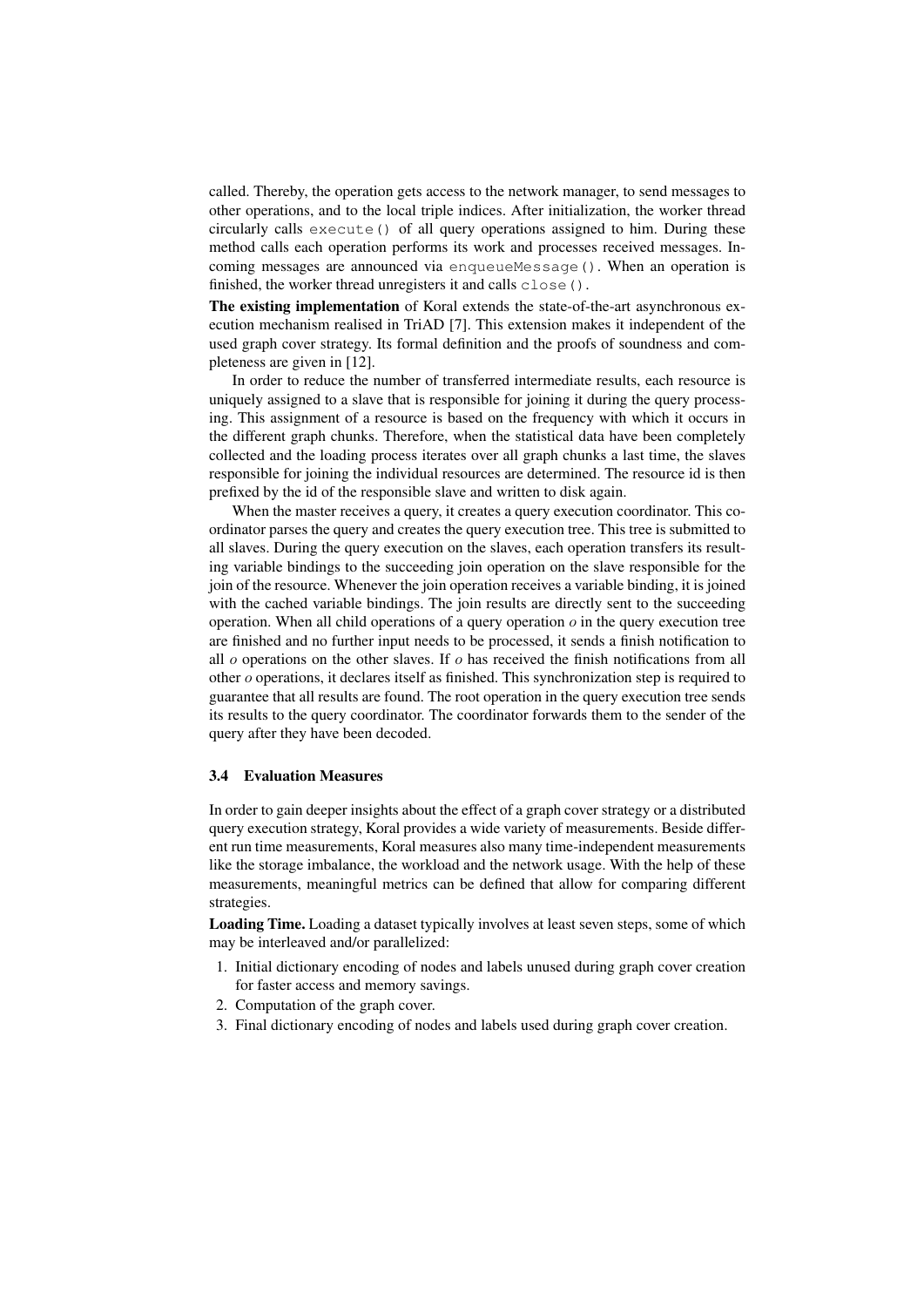called. Thereby, the operation gets access to the network manager, to send messages to other operations, and to the local triple indices. After initialization, the worker thread circularly calls `execute()` of all query operations assigned to him. During these method calls each operation performs its work and processes received messages. Incoming messages are announced via `enqueueMessage()`. When an operation is finished, the worker thread unregisters it and calls `close()`.

**The existing implementation** of Koral extends the state-of-the-art asynchronous execution mechanism realised in TriAD [7]. This extension makes it independent of the used graph cover strategy. Its formal definition and the proofs of soundness and completeness are given in [12].

In order to reduce the number of transferred intermediate results, each resource is uniquely assigned to a slave that is responsible for joining it during the query processing. This assignment of a resource is based on the frequency with which it occurs in the different graph chunks. Therefore, when the statistical data have been completely collected and the loading process iterates over all graph chunks a last time, the slaves responsible for joining the individual resources are determined. The resource id is then prefixed by the id of the responsible slave and written to disk again.

When the master receives a query, it creates a query execution coordinator. This coordinator parses the query and creates the query execution tree. This tree is submitted to all slaves. During the query execution on the slaves, each operation transfers its resulting variable bindings to the succeeding join operation on the slave responsible for the join of the resource. Whenever the join operation receives a variable binding, it is joined with the cached variable bindings. The join results are directly sent to the succeeding operation. When all child operations of a query operation $o$ in the query execution tree are finished and no further input needs to be processed, it sends a finish notification to all $o$ operations on the other slaves. If $o$ has received the finish notifications from all other $o$ operations, it declares itself as finished. This synchronization step is required to guarantee that all results are found. The root operation in the query execution tree sends its results to the query coordinator. The coordinator forwards them to the sender of the query after they have been decoded.

### 3.4 Evaluation Measures

In order to gain deeper insights about the effect of a graph cover strategy or a distributed query execution strategy, Koral provides a wide variety of measurements. Beside different run time measurements, Koral measures also many time-independent measurements like the storage imbalance, the workload and the network usage. With the help of these measurements, meaningful metrics can be defined that allow for comparing different strategies.

**Loading Time.** Loading a dataset typically involves at least seven steps, some of which may be interleaved and/or parallelized:

1. Initial dictionary encoding of nodes and labels unused during graph cover creation for faster access and memory savings.
2. Computation of the graph cover.
3. Final dictionary encoding of nodes and labels used during graph cover creation.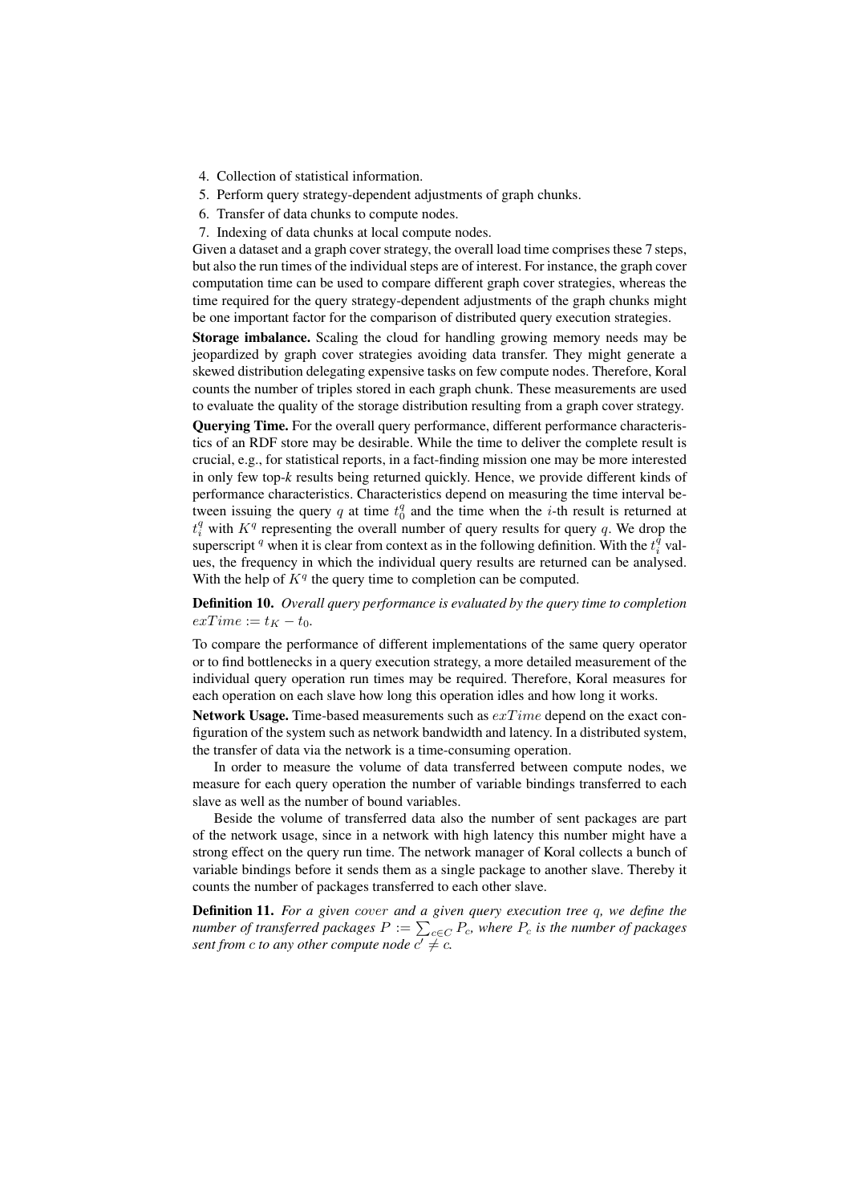4. Collection of statistical information.
5. Perform query strategy-dependent adjustments of graph chunks.
6. Transfer of data chunks to compute nodes.
7. Indexing of data chunks at local compute nodes.

Given a dataset and a graph cover strategy, the overall load time comprises these 7 steps, but also the run times of the individual steps are of interest. For instance, the graph cover computation time can be used to compare different graph cover strategies, whereas the time required for the query strategy-dependent adjustments of the graph chunks might be one important factor for the comparison of distributed query execution strategies.

**Storage imbalance.** Scaling the cloud for handling growing memory needs may be jeopardized by graph cover strategies avoiding data transfer. They might generate a skewed distribution delegating expensive tasks on few compute nodes. Therefore, Koral counts the number of triples stored in each graph chunk. These measurements are used to evaluate the quality of the storage distribution resulting from a graph cover strategy.

**Querying Time.** For the overall query performance, different performance characteristics of an RDF store may be desirable. While the time to deliver the complete result is crucial, e.g., for statistical reports, in a fact-finding mission one may be more interested in only few top-*k* results being returned quickly. Hence, we provide different kinds of performance characteristics. Characteristics depend on measuring the time interval between issuing the query $q$ at time $t_0^q$ and the time when the $i$-th result is returned at $t_i^q$ with $K^q$ representing the overall number of query results for query $q$. We drop the superscript $^q$ when it is clear from context as in the following definition. With the $t_i^q$ values, the frequency in which the individual query results are returned can be analysed. With the help of $K^q$ the query time to completion can be computed.

**Definition 10.** *Overall query performance is evaluated by the query time to completion* $exTime := t_K - t_0$.

To compare the performance of different implementations of the same query operator or to find bottlenecks in a query execution strategy, a more detailed measurement of the individual query operation run times may be required. Therefore, Koral measures for each operation on each slave how long this operation idles and how long it works.

**Network Usage.** Time-based measurements such as $exTime$ depend on the exact configuration of the system such as network bandwidth and latency. In a distributed system, the transfer of data via the network is a time-consuming operation.

In order to measure the volume of data transferred between compute nodes, we measure for each query operation the number of variable bindings transferred to each slave as well as the number of bound variables.

Beside the volume of transferred data also the number of sent packages are part of the network usage, since in a network with high latency this number might have a strong effect on the query run time. The network manager of Koral collects a bunch of variable bindings before it sends them as a single package to another slave. Thereby it counts the number of packages transferred to each other slave.

**Definition 11.** *For a given* $cover$ *and a given query execution tree* $q$*, we define the number of transferred packages* $P := \sum_{c \in C} P_c$*, where* $P_c$ *is the number of packages sent from* $c$ *to any other compute node* $c' \neq c$.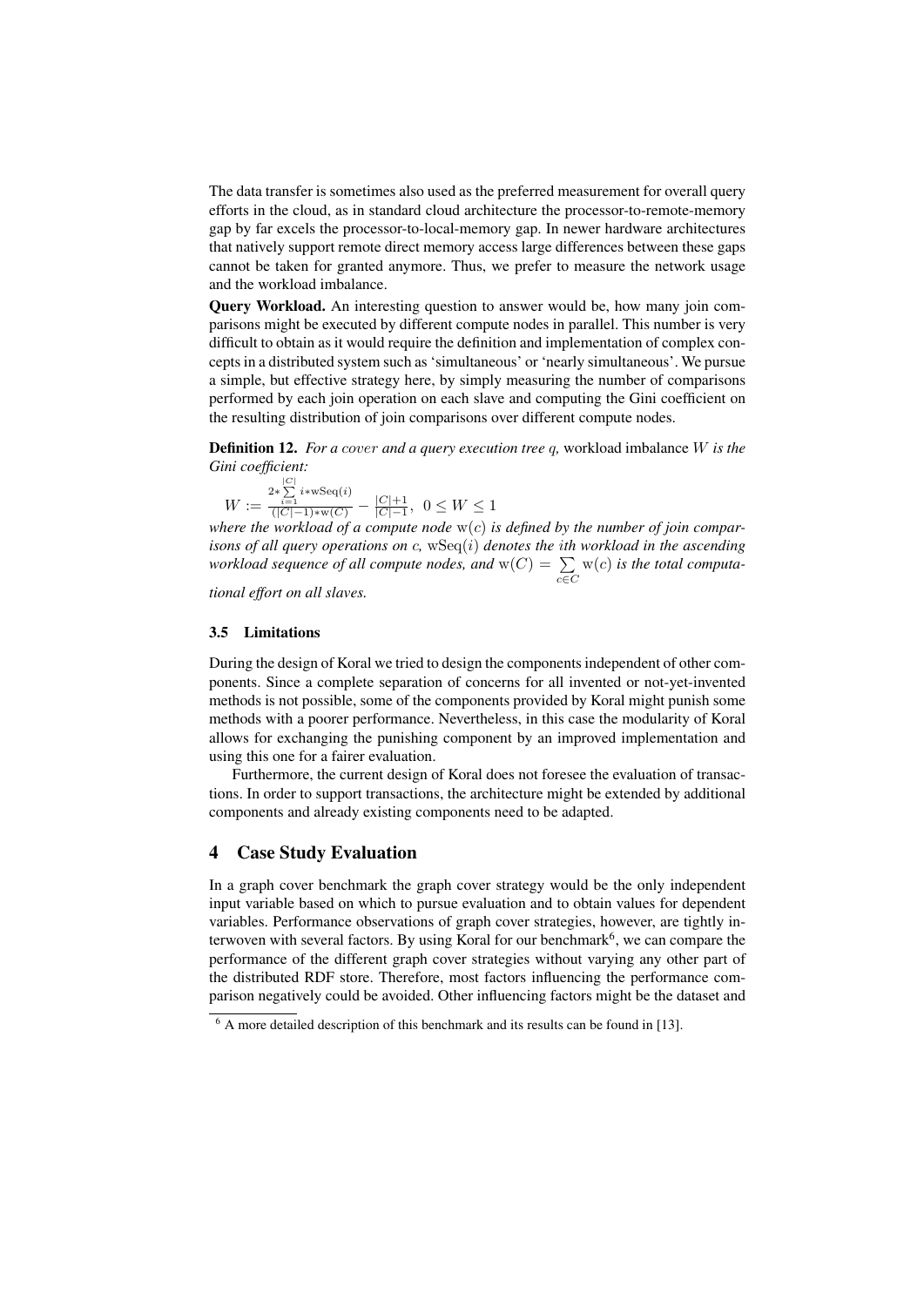The data transfer is sometimes also used as the preferred measurement for overall query efforts in the cloud, as in standard cloud architecture the processor-to-remote-memory gap by far excels the processor-to-local-memory gap. In newer hardware architectures that natively support remote direct memory access large differences between these gaps cannot be taken for granted anymore. Thus, we prefer to measure the network usage and the workload imbalance.

**Query Workload.** An interesting question to answer would be, how many join comparisons might be executed by different compute nodes in parallel. This number is very difficult to obtain as it would require the definition and implementation of complex concepts in a distributed system such as 'simultaneous' or 'nearly simultaneous'. We pursue a simple, but effective strategy here, by simply measuring the number of comparisons performed by each join operation on each slave and computing the Gini coefficient on the resulting distribution of join comparisons over different compute nodes.

**Definition 12.** *For a* $cover$ *and a query execution tree* $q$*,* workload imbalance $W$ *is the Gini coefficient:*

$$W := \frac{2 * \sum_{i=1}^{|C|} i * \mathrm{wSeq}(i)}{(|C|-1) * \mathrm{w}(C)} - \frac{|C|+1}{|C|-1},\ 0 \leq W \leq 1$$

*where the workload of a compute node* $\mathrm{w}(c)$ *is defined by the number of join comparisons of all query operations on* $c$*,* $\mathrm{wSeq}(i)$ *denotes the* $i$*th workload in the ascending workload sequence of all compute nodes, and* $\mathrm{w}(C) = \sum_{c \in C} \mathrm{w}(c)$ *is the total computational effort on all slaves.*

### 3.5 Limitations

During the design of Koral we tried to design the components independent of other components. Since a complete separation of concerns for all invented or not-yet-invented methods is not possible, some of the components provided by Koral might punish some methods with a poorer performance. Nevertheless, in this case the modularity of Koral allows for exchanging the punishing component by an improved implementation and using this one for a fairer evaluation.

Furthermore, the current design of Koral does not foresee the evaluation of transactions. In order to support transactions, the architecture might be extended by additional components and already existing components need to be adapted.

## 4 Case Study Evaluation

In a graph cover benchmark the graph cover strategy would be the only independent input variable based on which to pursue evaluation and to obtain values for dependent variables. Performance observations of graph cover strategies, however, are tightly interwoven with several factors. By using Koral for our benchmark[6], we can compare the performance of the different graph cover strategies without varying any other part of the distributed RDF store. Therefore, most factors influencing the performance comparison negatively could be avoided. Other influencing factors might be the dataset and

[6] A more detailed description of this benchmark and its results can be found in [13].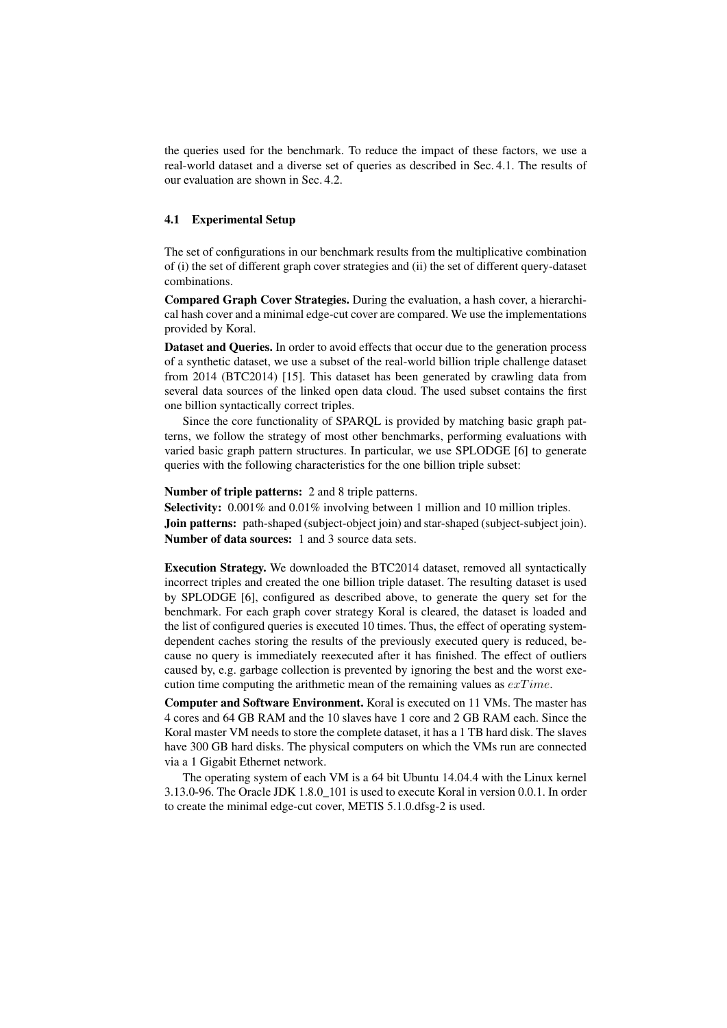the queries used for the benchmark. To reduce the impact of these factors, we use a real-world dataset and a diverse set of queries as described in Sec. 4.1. The results of our evaluation are shown in Sec. 4.2.

### 4.1 Experimental Setup

The set of configurations in our benchmark results from the multiplicative combination of (i) the set of different graph cover strategies and (ii) the set of different query-dataset combinations.

**Compared Graph Cover Strategies.** During the evaluation, a hash cover, a hierarchical hash cover and a minimal edge-cut cover are compared. We use the implementations provided by Koral.

**Dataset and Queries.** In order to avoid effects that occur due to the generation process of a synthetic dataset, we use a subset of the real-world billion triple challenge dataset from 2014 (BTC2014) [15]. This dataset has been generated by crawling data from several data sources of the linked open data cloud. The used subset contains the first one billion syntactically correct triples.

Since the core functionality of SPARQL is provided by matching basic graph patterns, we follow the strategy of most other benchmarks, performing evaluations with varied basic graph pattern structures. In particular, we use SPLODGE [6] to generate queries with the following characteristics for the one billion triple subset:

**Number of triple patterns:** 2 and 8 triple patterns.
**Selectivity:** 0.001% and 0.01% involving between 1 million and 10 million triples.
**Join patterns:** path-shaped (subject-object join) and star-shaped (subject-subject join).
**Number of data sources:** 1 and 3 source data sets.

**Execution Strategy.** We downloaded the BTC2014 dataset, removed all syntactically incorrect triples and created the one billion triple dataset. The resulting dataset is used by SPLODGE [6], configured as described above, to generate the query set for the benchmark. For each graph cover strategy Koral is cleared, the dataset is loaded and the list of configured queries is executed 10 times. Thus, the effect of operating system-dependent caches storing the results of the previously executed query is reduced, because no query is immediately reexecuted after it has finished. The effect of outliers caused by, e.g. garbage collection is prevented by ignoring the best and the worst execution time computing the arithmetic mean of the remaining values as $exTime$.

**Computer and Software Environment.** Koral is executed on 11 VMs. The master has 4 cores and 64 GB RAM and the 10 slaves have 1 core and 2 GB RAM each. Since the Koral master VM needs to store the complete dataset, it has a 1 TB hard disk. The slaves have 300 GB hard disks. The physical computers on which the VMs run are connected via a 1 Gigabit Ethernet network.

The operating system of each VM is a 64 bit Ubuntu 14.04.4 with the Linux kernel 3.13.0-96. The Oracle JDK 1.8.0_101 is used to execute Koral in version 0.0.1. In order to create the minimal edge-cut cover, METIS 5.1.0.dfsg-2 is used.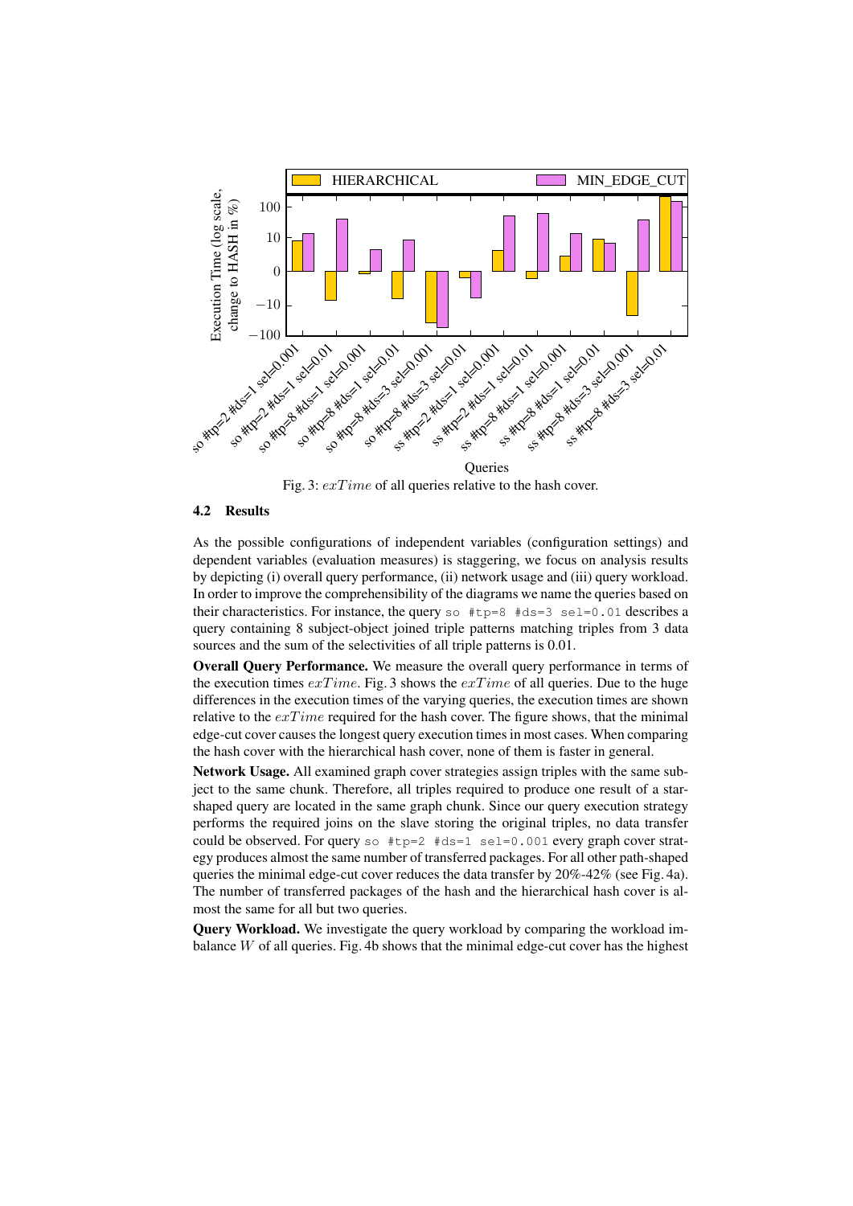Fig. 3: $exTime$ of all queries relative to the hash cover.

### 4.2 Results

As the possible configurations of independent variables (configuration settings) and dependent variables (evaluation measures) is staggering, we focus on analysis results by depicting (i) overall query performance, (ii) network usage and (iii) query workload. In order to improve the comprehensibility of the diagrams we name the queries based on their characteristics. For instance, the query `so #tp=8 #ds=3 sel=0.01` describes a query containing 8 subject-object joined triple patterns matching triples from 3 data sources and the sum of the selectivities of all triple patterns is 0.01.

**Overall Query Performance.** We measure the overall query performance in terms of the execution times $exTime$. Fig. 3 shows the $exTime$ of all queries. Due to the huge differences in the execution times of the varying queries, the execution times are shown relative to the $exTime$ required for the hash cover. The figure shows, that the minimal edge-cut cover causes the longest query execution times in most cases. When comparing the hash cover with the hierarchical hash cover, none of them is faster in general.

**Network Usage.** All examined graph cover strategies assign triples with the same subject to the same chunk. Therefore, all triples required to produce one result of a star-shaped query are located in the same graph chunk. Since our query execution strategy performs the required joins on the slave storing the original triples, no data transfer could be observed. For query `so #tp=2 #ds=1 sel=0.001` every graph cover strategy produces almost the same number of transferred packages. For all other path-shaped queries the minimal edge-cut cover reduces the data transfer by 20%-42% (see Fig. 4a). The number of transferred packages of the hash and the hierarchical hash cover is almost the same for all but two queries.

**Query Workload.** We investigate the query workload by comparing the workload imbalance $W$ of all queries. Fig. 4b shows that the minimal edge-cut cover has the highest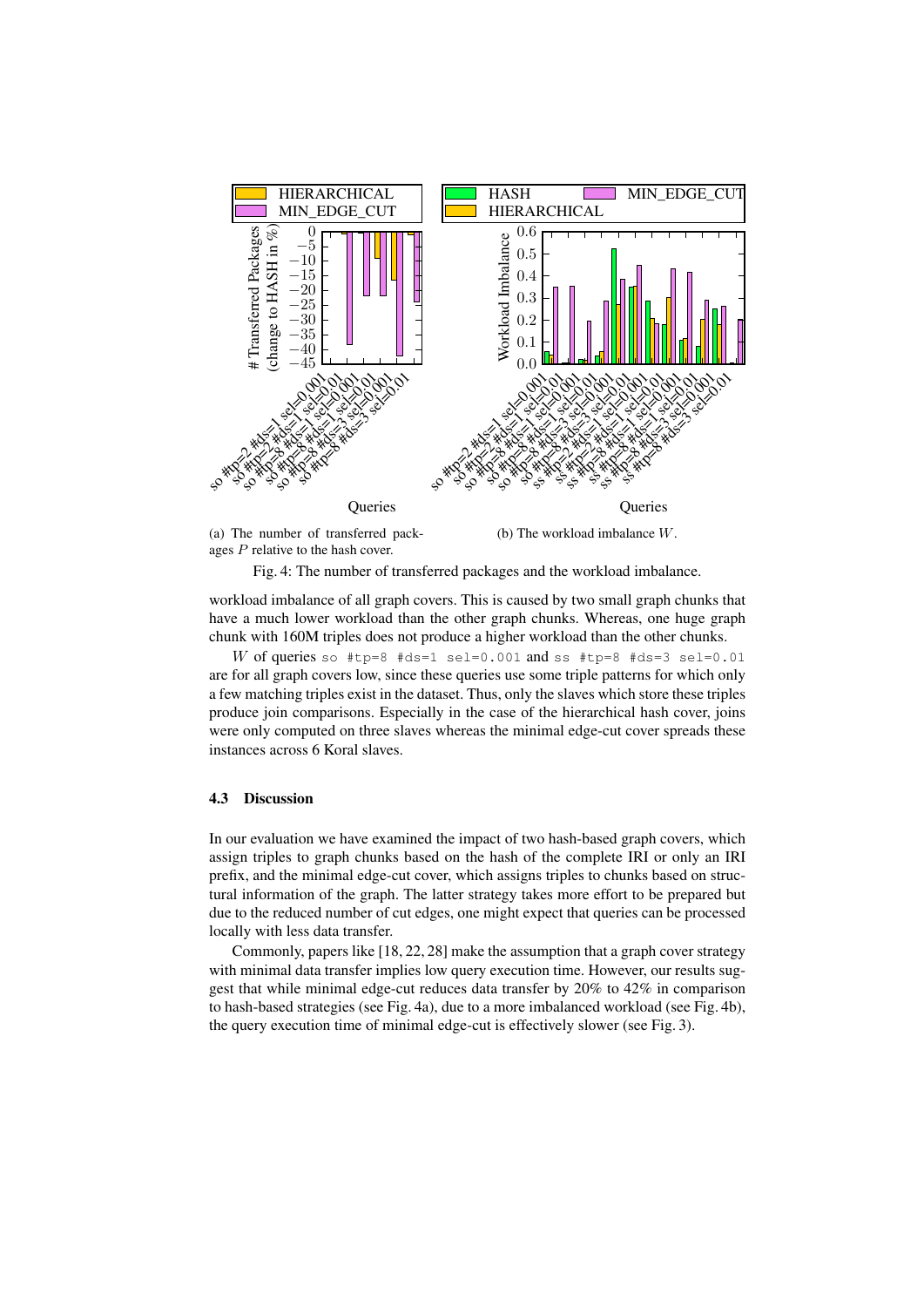(a) The number of transferred packages $P$ relative to the hash cover.

(b) The workload imbalance $W$.

Fig. 4: The number of transferred packages and the workload imbalance.

workload imbalance of all graph covers. This is caused by two small graph chunks that have a much lower workload than the other graph chunks. Whereas, one huge graph chunk with 160M triples does not produce a higher workload than the other chunks.

$W$ of queries `so #tp=8 #ds=1 sel=0.001` and `ss #tp=8 #ds=3 sel=0.01` are for all graph covers low, since these queries use some triple patterns for which only a few matching triples exist in the dataset. Thus, only the slaves which store these triples produce join comparisons. Especially in the case of the hierarchical hash cover, joins were only computed on three slaves whereas the minimal edge-cut cover spreads these instances across 6 Koral slaves.

### 4.3 Discussion

In our evaluation we have examined the impact of two hash-based graph covers, which assign triples to graph chunks based on the hash of the complete IRI or only an IRI prefix, and the minimal edge-cut cover, which assigns triples to chunks based on structural information of the graph. The latter strategy takes more effort to be prepared but due to the reduced number of cut edges, one might expect that queries can be processed locally with less data transfer.

Commonly, papers like [18, 22, 28] make the assumption that a graph cover strategy with minimal data transfer implies low query execution time. However, our results suggest that while minimal edge-cut reduces data transfer by 20% to 42% in comparison to hash-based strategies (see Fig. 4a), due to a more imbalanced workload (see Fig. 4b), the query execution time of minimal edge-cut is effectively slower (see Fig. 3).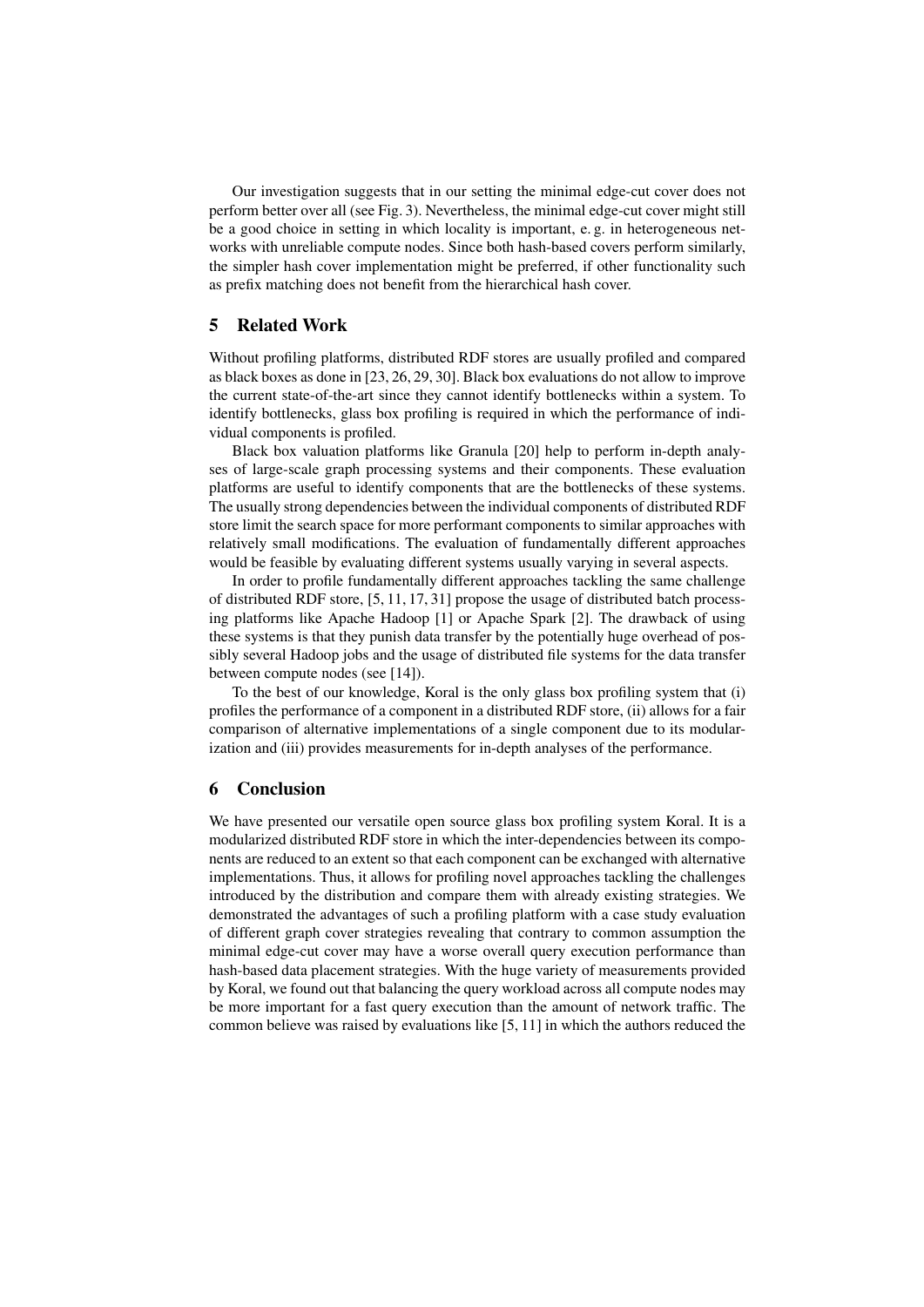Our investigation suggests that in our setting the minimal edge-cut cover does not perform better over all (see Fig. 3). Nevertheless, the minimal edge-cut cover might still be a good choice in setting in which locality is important, e. g. in heterogeneous networks with unreliable compute nodes. Since both hash-based covers perform similarly, the simpler hash cover implementation might be preferred, if other functionality such as prefix matching does not benefit from the hierarchical hash cover.

## 5 Related Work

Without profiling platforms, distributed RDF stores are usually profiled and compared as black boxes as done in [23, 26, 29, 30]. Black box evaluations do not allow to improve the current state-of-the-art since they cannot identify bottlenecks within a system. To identify bottlenecks, glass box profiling is required in which the performance of individual components is profiled.

Black box valuation platforms like Granula [20] help to perform in-depth analyses of large-scale graph processing systems and their components. These evaluation platforms are useful to identify components that are the bottlenecks of these systems. The usually strong dependencies between the individual components of distributed RDF store limit the search space for more performant components to similar approaches with relatively small modifications. The evaluation of fundamentally different approaches would be feasible by evaluating different systems usually varying in several aspects.

In order to profile fundamentally different approaches tackling the same challenge of distributed RDF store, [5, 11, 17, 31] propose the usage of distributed batch processing platforms like Apache Hadoop [1] or Apache Spark [2]. The drawback of using these systems is that they punish data transfer by the potentially huge overhead of possibly several Hadoop jobs and the usage of distributed file systems for the data transfer between compute nodes (see [14]).

To the best of our knowledge, Koral is the only glass box profiling system that (i) profiles the performance of a component in a distributed RDF store, (ii) allows for a fair comparison of alternative implementations of a single component due to its modularization and (iii) provides measurements for in-depth analyses of the performance.

## 6 Conclusion

We have presented our versatile open source glass box profiling system Koral. It is a modularized distributed RDF store in which the inter-dependencies between its components are reduced to an extent so that each component can be exchanged with alternative implementations. Thus, it allows for profiling novel approaches tackling the challenges introduced by the distribution and compare them with already existing strategies. We demonstrated the advantages of such a profiling platform with a case study evaluation of different graph cover strategies revealing that contrary to common assumption the minimal edge-cut cover may have a worse overall query execution performance than hash-based data placement strategies. With the huge variety of measurements provided by Koral, we found out that balancing the query workload across all compute nodes may be more important for a fast query execution than the amount of network traffic. The common believe was raised by evaluations like [5, 11] in which the authors reduced the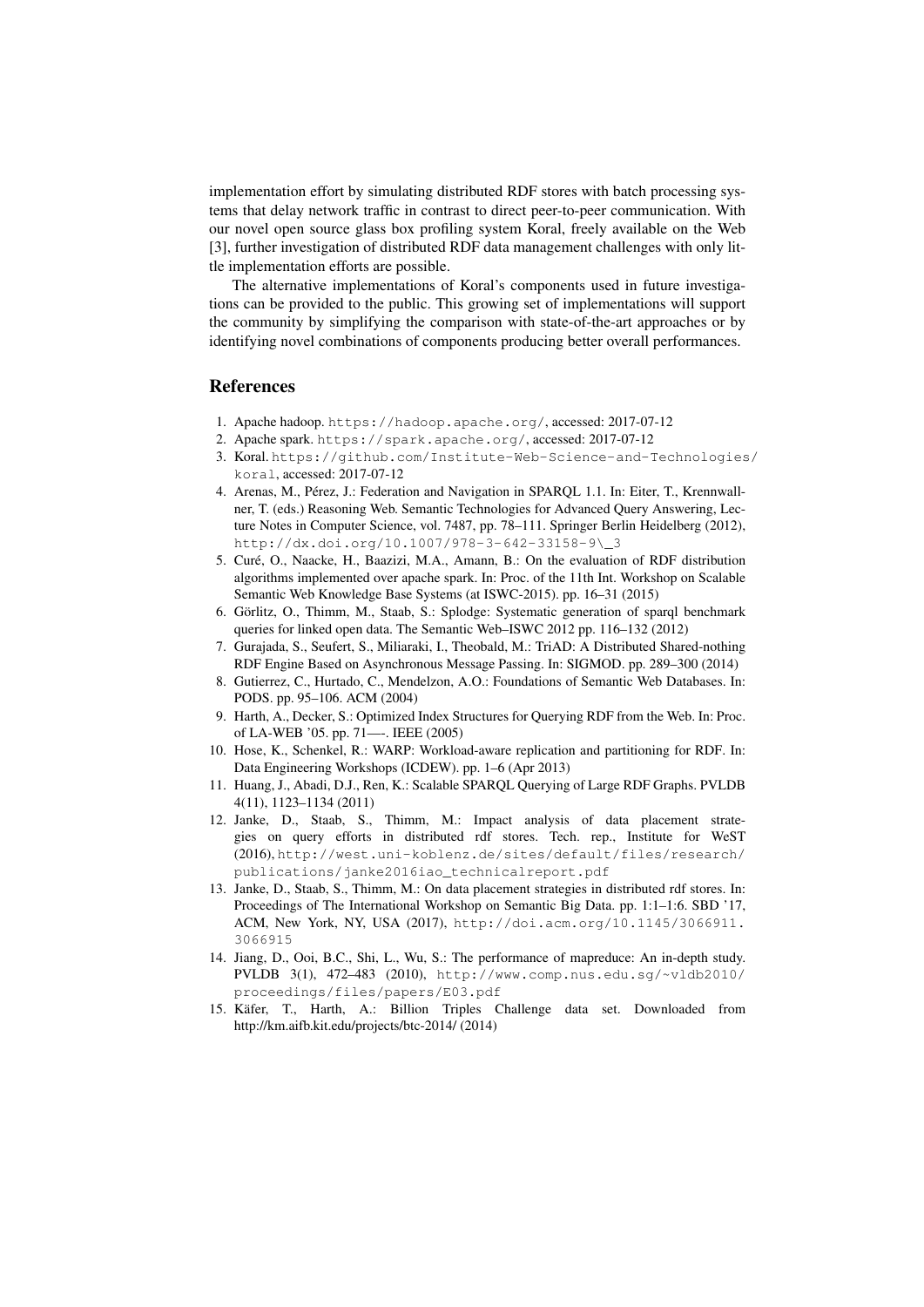implementation effort by simulating distributed RDF stores with batch processing systems that delay network traffic in contrast to direct peer-to-peer communication. With our novel open source glass box profiling system Koral, freely available on the Web [3], further investigation of distributed RDF data management challenges with only little implementation efforts are possible.

The alternative implementations of Koral's components used in future investigations can be provided to the public. This growing set of implementations will support the community by simplifying the comparison with state-of-the-art approaches or by identifying novel combinations of components producing better overall performances.

## References

1. Apache hadoop. https://hadoop.apache.org/, accessed: 2017-07-12
2. Apache spark. https://spark.apache.org/, accessed: 2017-07-12
3. Koral. https://github.com/Institute-Web-Science-and-Technologies/koral, accessed: 2017-07-12
4. Arenas, M., Pérez, J.: Federation and Navigation in SPARQL 1.1. In: Eiter, T., Krennwallner, T. (eds.) Reasoning Web. Semantic Technologies for Advanced Query Answering, Lecture Notes in Computer Science, vol. 7487, pp. 78–111. Springer Berlin Heidelberg (2012), http://dx.doi.org/10.1007/978-3-642-33158-9\_3
5. Curé, O., Naacke, H., Baazizi, M.A., Amann, B.: On the evaluation of RDF distribution algorithms implemented over apache spark. In: Proc. of the 11th Int. Workshop on Scalable Semantic Web Knowledge Base Systems (at ISWC-2015). pp. 16–31 (2015)
6. Görlitz, O., Thimm, M., Staab, S.: Splodge: Systematic generation of sparql benchmark queries for linked open data. The Semantic Web–ISWC 2012 pp. 116–132 (2012)
7. Gurajada, S., Seufert, S., Miliaraki, I., Theobald, M.: TriAD: A Distributed Shared-nothing RDF Engine Based on Asynchronous Message Passing. In: SIGMOD. pp. 289–300 (2014)
8. Gutierrez, C., Hurtado, C., Mendelzon, A.O.: Foundations of Semantic Web Databases. In: PODS. pp. 95–106. ACM (2004)
9. Harth, A., Decker, S.: Optimized Index Structures for Querying RDF from the Web. In: Proc. of LA-WEB '05. pp. 71—-. IEEE (2005)
10. Hose, K., Schenkel, R.: WARP: Workload-aware replication and partitioning for RDF. In: Data Engineering Workshops (ICDEW). pp. 1–6 (Apr 2013)
11. Huang, J., Abadi, D.J., Ren, K.: Scalable SPARQL Querying of Large RDF Graphs. PVLDB 4(11), 1123–1134 (2011)
12. Janke, D., Staab, S., Thimm, M.: Impact analysis of data placement strategies on query efforts in distributed rdf stores. Tech. rep., Institute for WeST (2016), http://west.uni-koblenz.de/sites/default/files/research/publications/janke2016iao_technicalreport.pdf
13. Janke, D., Staab, S., Thimm, M.: On data placement strategies in distributed rdf stores. In: Proceedings of The International Workshop on Semantic Big Data. pp. 1:1–1:6. SBD '17, ACM, New York, NY, USA (2017), http://doi.acm.org/10.1145/3066911.3066915
14. Jiang, D., Ooi, B.C., Shi, L., Wu, S.: The performance of mapreduce: An in-depth study. PVLDB 3(1), 472–483 (2010), http://www.comp.nus.edu.sg/~vldb2010/proceedings/files/papers/E03.pdf
15. Käfer, T., Harth, A.: Billion Triples Challenge data set. Downloaded from http://km.aifb.kit.edu/projects/btc-2014/ (2014)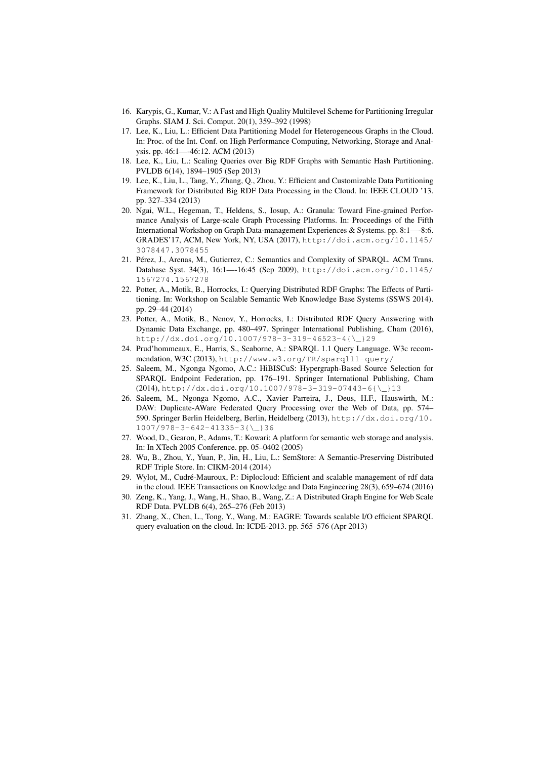16. Karypis, G., Kumar, V.: A Fast and High Quality Multilevel Scheme for Partitioning Irregular Graphs. SIAM J. Sci. Comput. 20(1), 359–392 (1998)
17. Lee, K., Liu, L.: Efficient Data Partitioning Model for Heterogeneous Graphs in the Cloud. In: Proc. of the Int. Conf. on High Performance Computing, Networking, Storage and Analysis. pp. 46:1—-46:12. ACM (2013)
18. Lee, K., Liu, L.: Scaling Queries over Big RDF Graphs with Semantic Hash Partitioning. PVLDB 6(14), 1894–1905 (Sep 2013)
19. Lee, K., Liu, L., Tang, Y., Zhang, Q., Zhou, Y.: Efficient and Customizable Data Partitioning Framework for Distributed Big RDF Data Processing in the Cloud. In: IEEE CLOUD '13. pp. 327–334 (2013)
20. Ngai, W.L., Hegeman, T., Heldens, S., Iosup, A.: Granula: Toward Fine-grained Performance Analysis of Large-scale Graph Processing Platforms. In: Proceedings of the Fifth International Workshop on Graph Data-management Experiences & Systems. pp. 8:1—-8:6. GRADES'17, ACM, New York, NY, USA (2017), http://doi.acm.org/10.1145/3078447.3078455
21. Pérez, J., Arenas, M., Gutierrez, C.: Semantics and Complexity of SPARQL. ACM Trans. Database Syst. 34(3), 16:1—-16:45 (Sep 2009), http://doi.acm.org/10.1145/1567274.1567278
22. Potter, A., Motik, B., Horrocks, I.: Querying Distributed RDF Graphs: The Effects of Partitioning. In: Workshop on Scalable Semantic Web Knowledge Base Systems (SSWS 2014). pp. 29–44 (2014)
23. Potter, A., Motik, B., Nenov, Y., Horrocks, I.: Distributed RDF Query Answering with Dynamic Data Exchange, pp. 480–497. Springer International Publishing, Cham (2016), http://dx.doi.org/10.1007/978-3-319-46523-4{\_}29
24. Prud'hommeaux, E., Harris, S., Seaborne, A.: SPARQL 1.1 Query Language. W3c recommendation, W3C (2013), http://www.w3.org/TR/sparql11-query/
25. Saleem, M., Ngonga Ngomo, A.C.: HiBISCuS: Hypergraph-Based Source Selection for SPARQL Endpoint Federation, pp. 176–191. Springer International Publishing, Cham (2014), http://dx.doi.org/10.1007/978-3-319-07443-6{\_}13
26. Saleem, M., Ngonga Ngomo, A.C., Xavier Parreira, J., Deus, H.F., Hauswirth, M.: DAW: Duplicate-AWare Federated Query Processing over the Web of Data, pp. 574–590. Springer Berlin Heidelberg, Berlin, Heidelberg (2013), http://dx.doi.org/10.1007/978-3-642-41335-3{\_}36
27. Wood, D., Gearon, P., Adams, T.: Kowari: A platform for semantic web storage and analysis. In: In XTech 2005 Conference. pp. 05–0402 (2005)
28. Wu, B., Zhou, Y., Yuan, P., Jin, H., Liu, L.: SemStore: A Semantic-Preserving Distributed RDF Triple Store. In: CIKM-2014 (2014)
29. Wylot, M., Cudré-Mauroux, P.: Diplocloud: Efficient and scalable management of rdf data in the cloud. IEEE Transactions on Knowledge and Data Engineering 28(3), 659–674 (2016)
30. Zeng, K., Yang, J., Wang, H., Shao, B., Wang, Z.: A Distributed Graph Engine for Web Scale RDF Data. PVLDB 6(4), 265–276 (Feb 2013)
31. Zhang, X., Chen, L., Tong, Y., Wang, M.: EAGRE: Towards scalable I/O efficient SPARQL query evaluation on the cloud. In: ICDE-2013. pp. 565–576 (Apr 2013)